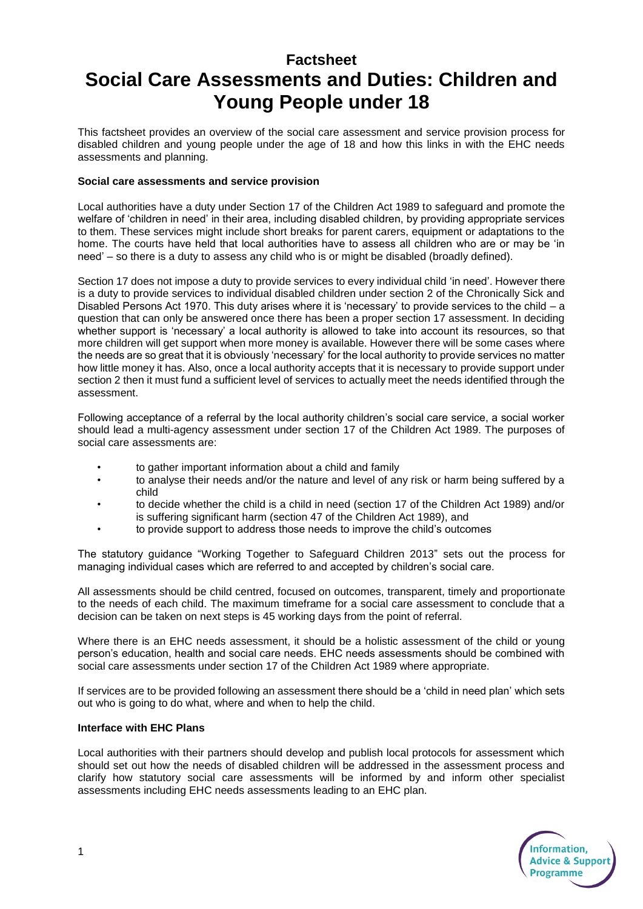# Factsheet

# Social Care Assessments and Duties: Children and Young People under 18

This factsheet provides an overview of the social care assessment and service provision process for disabled children and young people under the age of 18 and how this links in with the EHC needs assessments and planning.

**Social care assessments and service provision**

Local authorities have a duty under Section 17 of the Children Act 1989 to safeguard and promote the welfare of 'children in need' in their area, including disabled children, by providing appropriate services to them. These services might include short breaks for parent carers, equipment or adaptations to the home. The courts have held that local authorities have to assess all children who are or may be 'in need' – so there is a duty to assess any child who is or might be disabled (broadly defined).

Section 17 does not impose a duty to provide services to every individual child 'in need'. However there is a duty to provide services to individual disabled children under section 2 of the Chronically Sick and Disabled Persons Act 1970. This duty arises where it is 'necessary' to provide services to the child – a question that can only be answered once there has been a proper section 17 assessment. In deciding whether support is 'necessary' a local authority is allowed to take into account its resources, so that more children will get support when more money is available. However there will be some cases where the needs are so great that it is obviously 'necessary' for the local authority to provide services no matter how little money it has. Also, once a local authority accepts that it is necessary to provide support under section 2 then it must fund a sufficient level of services to actually meet the needs identified through the assessment.

Following acceptance of a referral by the local authority children's social care service, a social worker should lead a multi-agency assessment under section 17 of the Children Act 1989. The purposes of social care assessments are:

- to gather important information about a child and family
- to analyse their needs and/or the nature and level of any risk or harm being suffered by a child
- to decide whether the child is a child in need (section 17 of the Children Act 1989) and/or is suffering significant harm (section 47 of the Children Act 1989), and
- to provide support to address those needs to improve the child's outcomes

The statutory guidance "Working Together to Safeguard Children 2013" sets out the process for managing individual cases which are referred to and accepted by children's social care.

All assessments should be child centred, focused on outcomes, transparent, timely and proportionate to the needs of each child. The maximum timeframe for a social care assessment to conclude that a decision can be taken on next steps is 45 working days from the point of referral.

Where there is an EHC needs assessment, it should be a holistic assessment of the child or young person's education, health and social care needs. EHC needs assessments should be combined with social care assessments under section 17 of the Children Act 1989 where appropriate.

If services are to be provided following an assessment there should be a 'child in need plan' which sets out who is going to do what, where and when to help the child.

**Interface with EHC Plans**

Local authorities with their partners should develop and publish local protocols for assessment which should set out how the needs of disabled children will be addressed in the assessment process and clarify how statutory social care assessments will be informed by and inform other specialist assessments including EHC needs assessments leading to an EHC plan.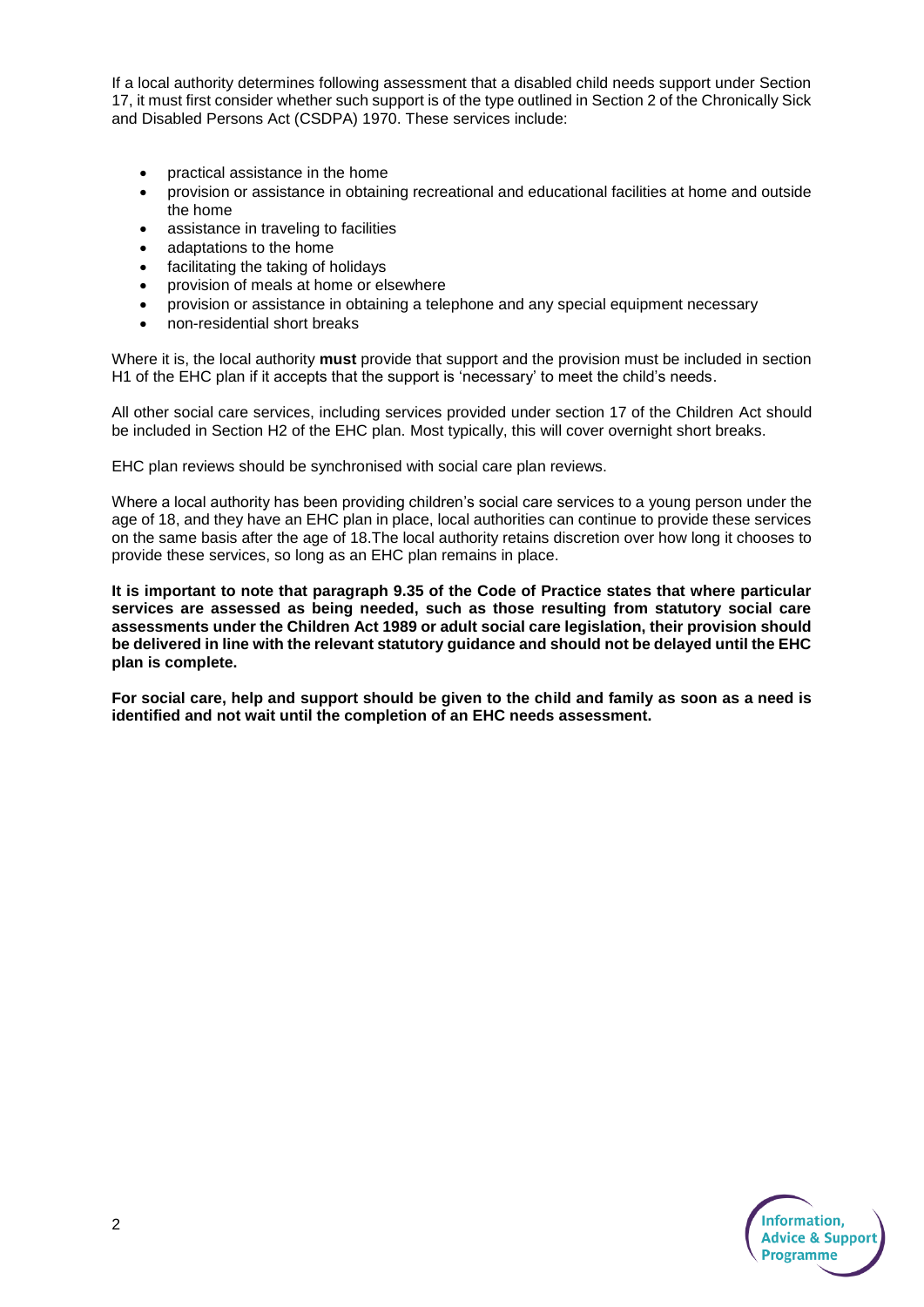If a local authority determines following assessment that a disabled child needs support under Section 17, it must first consider whether such support is of the type outlined in Section 2 of the Chronically Sick and Disabled Persons Act (CSDPA) 1970. These services include:

- practical assistance in the home
- provision or assistance in obtaining recreational and educational facilities at home and outside the home
- assistance in traveling to facilities
- adaptations to the home
- facilitating the taking of holidays
- provision of meals at home or elsewhere
- provision or assistance in obtaining a telephone and any special equipment necessary
- non-residential short breaks

Where it is, the local authority **must** provide that support and the provision must be included in section H1 of the EHC plan if it accepts that the support is 'necessary' to meet the child's needs.

All other social care services, including services provided under section 17 of the Children Act should be included in Section H2 of the EHC plan. Most typically, this will cover overnight short breaks.

EHC plan reviews should be synchronised with social care plan reviews.

Where a local authority has been providing children's social care services to a young person under the age of 18, and they have an EHC plan in place, local authorities can continue to provide these services on the same basis after the age of 18.The local authority retains discretion over how long it chooses to provide these services, so long as an EHC plan remains in place.

**It is important to note that paragraph 9.35 of the Code of Practice states that where particular services are assessed as being needed, such as those resulting from statutory social care assessments under the Children Act 1989 or adult social care legislation, their provision should be delivered in line with the relevant statutory guidance and should not be delayed until the EHC plan is complete.**

**For social care, help and support should be given to the child and family as soon as a need is identified and not wait until the completion of an EHC needs assessment.**